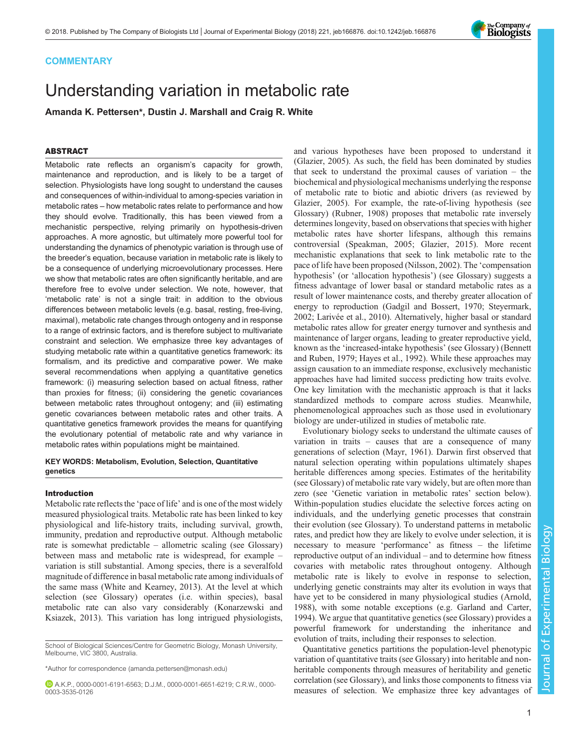COMMENTARY

# Understanding variation in metabolic rate

**Amanda K. Pettersen*, Dustin J. Marshall and Craig R. White**

## ABSTRACT

Metabolic rate reflects an organism's capacity for growth, maintenance and reproduction, and is likely to be a target of selection. Physiologists have long sought to understand the causes and consequences of within-individual to among-species variation in metabolic rates – how metabolic rates relate to performance and how they should evolve. Traditionally, this has been viewed from a mechanistic perspective, relying primarily on hypothesis-driven approaches. A more agnostic, but ultimately more powerful tool for understanding the dynamics of phenotypic variation is through use of the breeder's equation, because variation in metabolic rate is likely to be a consequence of underlying microevolutionary processes. Here we show that metabolic rates are often significantly heritable, and are therefore free to evolve under selection. We note, however, that 'metabolic rate' is not a single trait: in addition to the obvious differences between metabolic levels (e.g. basal, resting, free-living, maximal), metabolic rate changes through ontogeny and in response to a range of extrinsic factors, and is therefore subject to multivariate constraint and selection. We emphasize three key advantages of studying metabolic rate within a quantitative genetics framework: its formalism, and its predictive and comparative power. We make several recommendations when applying a quantitative genetics framework: (i) measuring selection based on actual fitness, rather than proxies for fitness; (ii) considering the genetic covariances between metabolic rates throughout ontogeny; and (iii) estimating genetic covariances between metabolic rates and other traits. A quantitative genetics framework provides the means for quantifying the evolutionary potential of metabolic rate and why variance in metabolic rates within populations might be maintained.

**KEY WORDS: Metabolism, Evolution, Selection, Quantitative genetics**

## Introduction

Metabolic rate reflects the 'pace of life' and is one of the most widely measured physiological traits. Metabolic rate has been linked to key physiological and life-history traits, including survival, growth, immunity, predation and reproductive output. Although metabolic rate is somewhat predictable – allometric scaling (see Glossary) between mass and metabolic rate is widespread, for example – variation is still substantial. Among species, there is a severalfold magnitude of difference in basal metabolic rate among individuals of the same mass (White and Kearney, 2013). At the level at which selection (see Glossary) operates (i.e. within species), basal metabolic rate can also vary considerably (Konarzewski and Ksiazek, 2013). This variation has long intrigued physiologists, and various hypotheses have been proposed to understand it (Glazier, 2005). As such, the field has been dominated by studies that seek to understand the proximal causes of variation – the biochemical and physiological mechanisms underlying the response of metabolic rate to biotic and abiotic drivers (as reviewed by Glazier, 2005). For example, the rate-of-living hypothesis (see Glossary) (Rubner, 1908) proposes that metabolic rate inversely determines longevity, based on observations that species with higher metabolic rates have shorter lifespans, although this remains controversial (Speakman, 2005; Glazier, 2015). More recent mechanistic explanations that seek to link metabolic rate to the pace of life have been proposed (Nilsson, 2002). The 'compensation hypothesis' (or 'allocation hypothesis') (see Glossary) suggests a fitness advantage of lower basal or standard metabolic rates as a result of lower maintenance costs, and thereby greater allocation of energy to reproduction (Gadgil and Bossert, 1970; Steyermark, 2002; Larivée et al., 2010). Alternatively, higher basal or standard metabolic rates allow for greater energy turnover and synthesis and maintenance of larger organs, leading to greater reproductive yield, known as the 'increased-intake hypothesis' (see Glossary) (Bennett and Ruben, 1979; Hayes et al., 1992). While these approaches may assign causation to an immediate response, exclusively mechanistic approaches have had limited success predicting how traits evolve. One key limitation with the mechanistic approach is that it lacks standardized methods to compare across studies. Meanwhile, phenomenological approaches such as those used in evolutionary biology are under-utilized in studies of metabolic rate.

Evolutionary biology seeks to understand the ultimate causes of variation in traits – causes that are a consequence of many generations of selection (Mayr, 1961). Darwin first observed that natural selection operating within populations ultimately shapes heritable differences among species. Estimates of the heritability (see Glossary) of metabolic rate vary widely, but are often more than zero (see 'Genetic variation in metabolic rates' section below). Within-population studies elucidate the selective forces acting on individuals, and the underlying genetic processes that constrain their evolution (see Glossary). To understand patterns in metabolic rates, and predict how they are likely to evolve under selection, it is necessary to measure 'performance' as fitness – the lifetime reproductive output of an individual – and to determine how fitness covaries with metabolic rates throughout ontogeny. Although metabolic rate is likely to evolve in response to selection, underlying genetic constraints may alter its evolution in ways that have yet to be considered in many physiological studies (Arnold, 1988), with some notable exceptions (e.g. Garland and Carter, 1994). We argue that quantitative genetics (see Glossary) provides a powerful framework for understanding the inheritance and evolution of traits, including their responses to selection.

Quantitative genetics partitions the population-level phenotypic variation of quantitative traits (see Glossary) into heritable and non-heritable components through measures of heritability and genetic correlation (see Glossary), and links those components to fitness via measures of selection. We emphasize three key advantages of

School of Biological Sciences/Centre for Geometric Biology, Monash University, Melbourne, VIC 3800, Australia.

*Author for correspondence (amanda.pettersen@monash.edu)

A.K.P., 0000-0001-6191-6563; D.J.M., 0000-0001-6651-6219; C.R.W., 0000-0003-3535-0126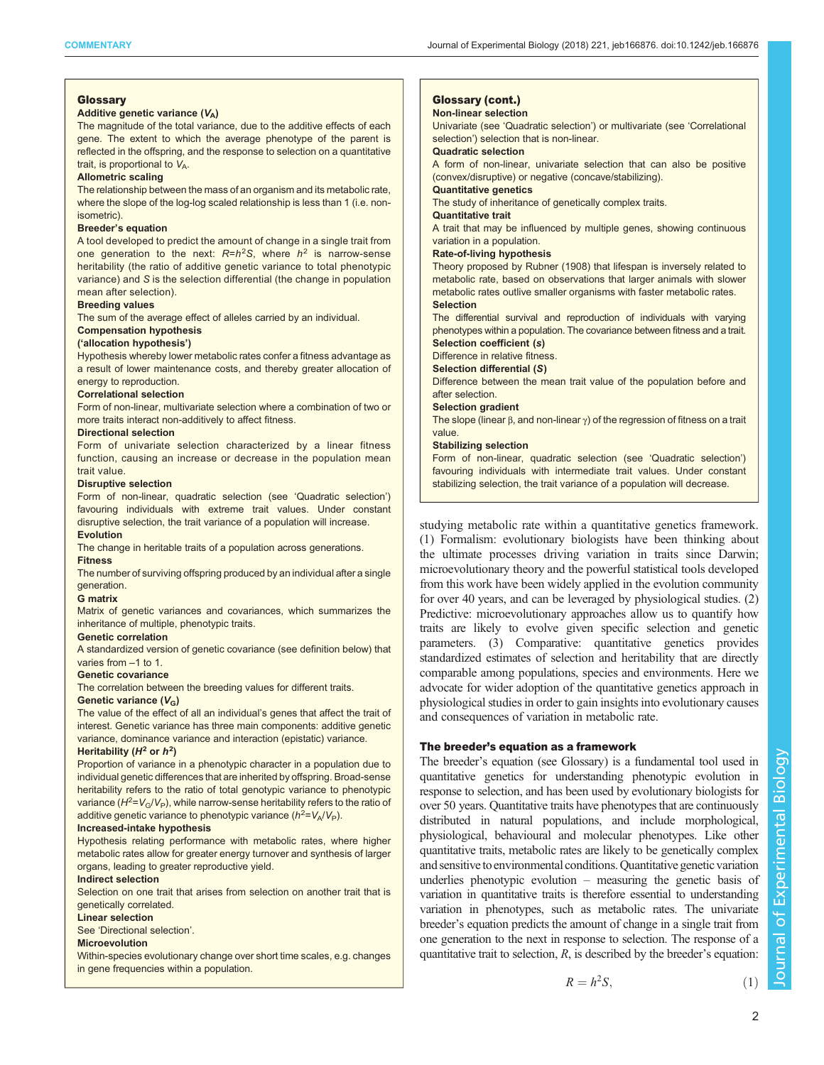## Glossary

**Additive genetic variance ($V_A$)**
The magnitude of the total variance, due to the additive effects of each gene. The extent to which the average phenotype of the parent is reflected in the offspring, and the response to selection on a quantitative trait, is proportional to $V_A$.

**Allometric scaling**
The relationship between the mass of an organism and its metabolic rate, where the slope of the log-log scaled relationship is less than 1 (i.e. non-isometric).

**Breeder's equation**
A tool developed to predict the amount of change in a single trait from one generation to the next: $R=h^2S$, where $h^2$ is narrow-sense heritability (the ratio of additive genetic variance to total phenotypic variance) and $S$ is the selection differential (the change in population mean after selection).

**Breeding values**
The sum of the average effect of alleles carried by an individual.

**Compensation hypothesis ('allocation hypothesis')**
Hypothesis whereby lower metabolic rates confer a fitness advantage as a result of lower maintenance costs, and thereby greater allocation of energy to reproduction.

**Correlational selection**
Form of non-linear, multivariate selection where a combination of two or more traits interact non-additively to affect fitness.

**Directional selection**
Form of univariate selection characterized by a linear fitness function, causing an increase or decrease in the population mean trait value.

**Disruptive selection**
Form of non-linear, quadratic selection (see 'Quadratic selection') favouring individuals with extreme trait values. Under constant disruptive selection, the trait variance of a population will increase.

**Evolution**
The change in heritable traits of a population across generations.

**Fitness**
The number of surviving offspring produced by an individual after a single generation.

**G matrix**
Matrix of genetic variances and covariances, which summarizes the inheritance of multiple, phenotypic traits.

**Genetic correlation**
A standardized version of genetic covariance (see definition below) that varies from –1 to 1.

**Genetic covariance**
The correlation between the breeding values for different traits.

**Genetic variance ($V_G$)**
The value of the effect of all an individual's genes that affect the trait of interest. Genetic variance has three main components: additive genetic variance, dominance variance and interaction (epistatic) variance.

**Heritability ($H^2$ or $h^2$)**
Proportion of variance in a phenotypic character in a population due to individual genetic differences that are inherited by offspring. Broad-sense heritability refers to the ratio of total genotypic variance to phenotypic variance ($H^2=V_G/V_P$), while narrow-sense heritability refers to the ratio of additive genetic variance to phenotypic variance ($h^2=V_A/V_P$).

**Increased-intake hypothesis**
Hypothesis relating performance with metabolic rates, where higher metabolic rates allow for greater energy turnover and synthesis of larger organs, leading to greater reproductive yield.

**Indirect selection**
Selection on one trait that arises from selection on another trait that is genetically correlated.

**Linear selection**
See 'Directional selection'.

**Microevolution**
Within-species evolutionary change over short time scales, e.g. changes in gene frequencies within a population.

## Glossary (cont.)

**Non-linear selection**
Univariate (see 'Quadratic selection') or multivariate (see 'Correlational selection') selection that is non-linear.

**Quadratic selection**
A form of non-linear, univariate selection that can also be positive (convex/disruptive) or negative (concave/stabilizing).

**Quantitative genetics**
The study of inheritance of genetically complex traits.

**Quantitative trait**
A trait that may be influenced by multiple genes, showing continuous variation in a population.

**Rate-of-living hypothesis**
Theory proposed by Rubner (1908) that lifespan is inversely related to metabolic rate, based on observations that larger animals with slower metabolic rates outlive smaller organisms with faster metabolic rates.

**Selection**
The differential survival and reproduction of individuals with varying phenotypes within a population. The covariance between fitness and a trait.

**Selection coefficient ($s$)**
Difference in relative fitness.

**Selection differential ($S$)**
Difference between the mean trait value of the population before and after selection.

**Selection gradient**
The slope (linear β, and non-linear γ) of the regression of fitness on a trait value.

**Stabilizing selection**
Form of non-linear, quadratic selection (see 'Quadratic selection') favouring individuals with intermediate trait values. Under constant stabilizing selection, the trait variance of a population will decrease.

studying metabolic rate within a quantitative genetics framework. (1) Formalism: evolutionary biologists have been thinking about the ultimate processes driving variation in traits since Darwin; microevolutionary theory and the powerful statistical tools developed from this work have been widely applied in the evolution community for over 40 years, and can be leveraged by physiological studies. (2) Predictive: microevolutionary approaches allow us to quantify how traits are likely to evolve given specific selection and genetic parameters. (3) Comparative: quantitative genetics provides standardized estimates of selection and heritability that are directly comparable among populations, species and environments. Here we advocate for wider adoption of the quantitative genetics approach in physiological studies in order to gain insights into evolutionary causes and consequences of variation in metabolic rate.

## The breeder's equation as a framework

The breeder's equation (see Glossary) is a fundamental tool used in quantitative genetics for understanding phenotypic evolution in response to selection, and has been used by evolutionary biologists for over 50 years. Quantitative traits have phenotypes that are continuously distributed in natural populations, and include morphological, physiological, behavioural and molecular phenotypes. Like other quantitative traits, metabolic rates are likely to be genetically complex and sensitive to environmental conditions. Quantitative genetic variation underlies phenotypic evolution – measuring the genetic basis of variation in quantitative traits is therefore essential to understanding variation in phenotypes, such as metabolic rates. The univariate breeder's equation predicts the amount of change in a single trait from one generation to the next in response to selection. The response of a quantitative trait to selection, $R$, is described by the breeder's equation:

$$R = h^2S, \tag{1}$$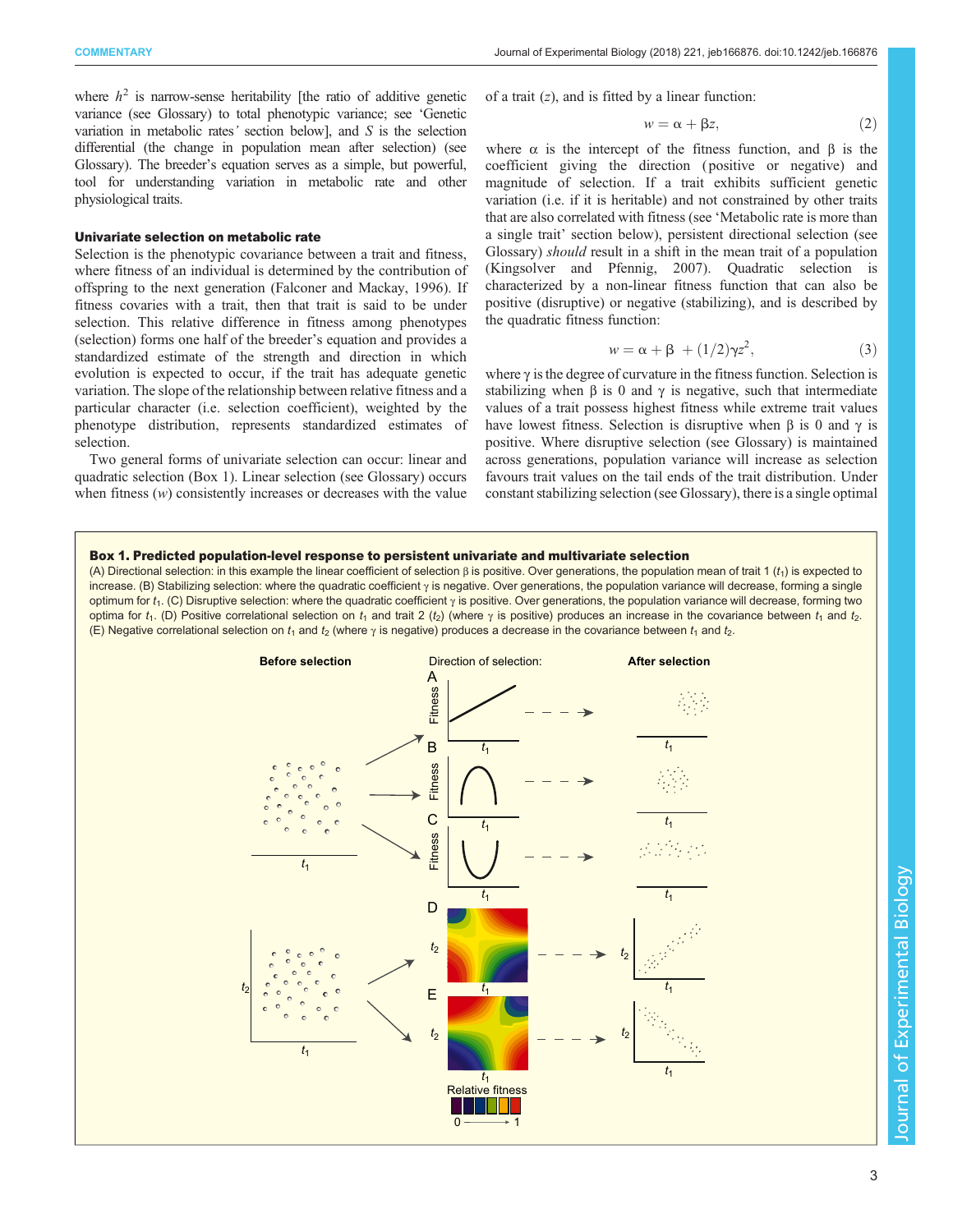where $h^2$ is narrow-sense heritability [the ratio of additive genetic variance (see Glossary) to total phenotypic variance; see 'Genetic variation in metabolic rates' section below], and $S$ is the selection differential (the change in population mean after selection) (see Glossary). The breeder's equation serves as a simple, but powerful, tool for understanding variation in metabolic rate and other physiological traits.

### Univariate selection on metabolic rate

Selection is the phenotypic covariance between a trait and fitness, where fitness of an individual is determined by the contribution of offspring to the next generation (Falconer and Mackay, 1996). If fitness covaries with a trait, then that trait is said to be under selection. This relative difference in fitness among phenotypes (selection) forms one half of the breeder's equation and provides a standardized estimate of the strength and direction in which evolution is expected to occur, if the trait has adequate genetic variation. The slope of the relationship between relative fitness and a particular character (i.e. selection coefficient), weighted by the phenotype distribution, represents standardized estimates of selection.

Two general forms of univariate selection can occur: linear and quadratic selection (Box 1). Linear selection (see Glossary) occurs when fitness ($w$) consistently increases or decreases with the value of a trait ($z$), and is fitted by a linear function:

$$w = \alpha + \beta z, \tag{2}$$

where $\alpha$ is the intercept of the fitness function, and $\beta$ is the coefficient giving the direction (positive or negative) and magnitude of selection. If a trait exhibits sufficient genetic variation (i.e. if it is heritable) and not constrained by other traits that are also correlated with fitness (see 'Metabolic rate is more than a single trait' section below), persistent directional selection (see Glossary) *should* result in a shift in the mean trait of a population (Kingsolver and Pfennig, 2007). Quadratic selection is characterized by a non-linear fitness function that can also be positive (disruptive) or negative (stabilizing), and is described by the quadratic fitness function:

$$w = \alpha + \beta \; + (1/2)\gamma z^2, \tag{3}$$

where $\gamma$ is the degree of curvature in the fitness function. Selection is stabilizing when $\beta$ is 0 and $\gamma$ is negative, such that intermediate values of a trait possess highest fitness while extreme trait values have lowest fitness. Selection is disruptive when $\beta$ is 0 and $\gamma$ is positive. Where disruptive selection (see Glossary) is maintained across generations, population variance will increase as selection favours trait values on the tail ends of the trait distribution. Under constant stabilizing selection (see Glossary), there is a single optimal

**Box 1. Predicted population-level response to persistent univariate and multivariate selection**

(A) Directional selection: in this example the linear coefficient of selection $\beta$ is positive. Over generations, the population mean of trait 1 ($t_1$) is expected to increase. (B) Stabilizing selection: where the quadratic coefficient $\gamma$ is negative. Over generations, the population variance will decrease, forming a single optimum for $t_1$. (C) Disruptive selection: where the quadratic coefficient $\gamma$ is positive. Over generations, the population variance will decrease, forming two optima for $t_1$. (D) Positive correlational selection on $t_1$ and trait 2 ($t_2$) (where $\gamma$ is positive) produces an increase in the covariance between $t_1$ and $t_2$. (E) Negative correlational selection on $t_1$ and $t_2$ (where $\gamma$ is negative) produces a decrease in the covariance between $t_1$ and $t_2$.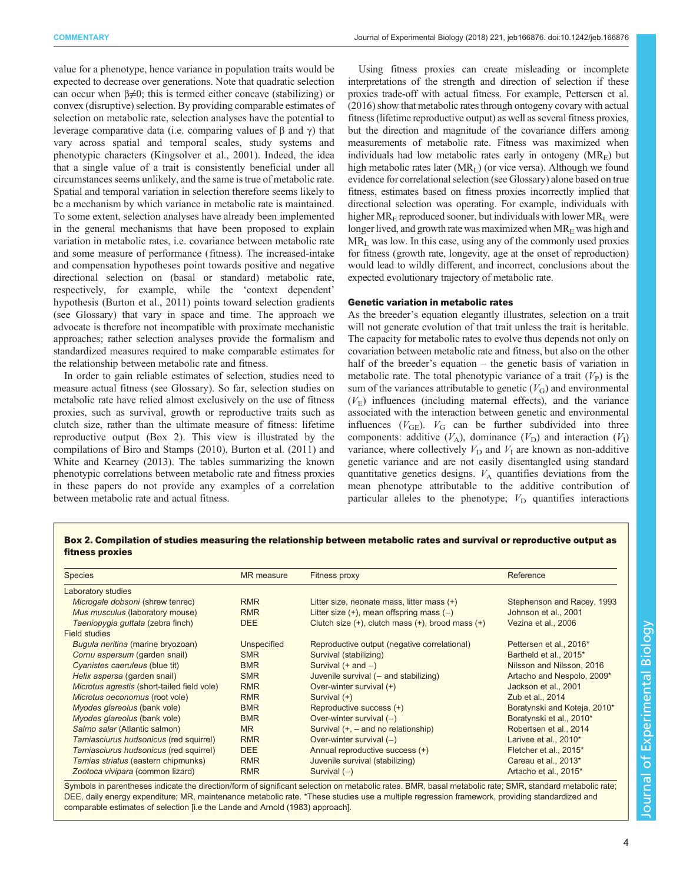value for a phenotype, hence variance in population traits would be expected to decrease over generations. Note that quadratic selection can occur when $\beta \neq 0$; this is termed either concave (stabilizing) or convex (disruptive) selection. By providing comparable estimates of selection on metabolic rate, selection analyses have the potential to leverage comparative data (i.e. comparing values of $\beta$ and $\gamma$) that vary across spatial and temporal scales, study systems and phenotypic characters (Kingsolver et al., 2001). Indeed, the idea that a single value of a trait is consistently beneficial under all circumstances seems unlikely, and the same is true of metabolic rate. Spatial and temporal variation in selection therefore seems likely to be a mechanism by which variance in metabolic rate is maintained. To some extent, selection analyses have already been implemented in the general mechanisms that have been proposed to explain variation in metabolic rates, i.e. covariance between metabolic rate and some measure of performance (fitness). The increased-intake and compensation hypotheses point towards positive and negative directional selection on (basal or standard) metabolic rate, respectively, for example, while the 'context dependent' hypothesis (Burton et al., 2011) points toward selection gradients (see Glossary) that vary in space and time. The approach we advocate is therefore not incompatible with proximate mechanistic approaches; rather selection analyses provide the formalism and standardized measures required to make comparable estimates for the relationship between metabolic rate and fitness.

In order to gain reliable estimates of selection, studies need to measure actual fitness (see Glossary). So far, selection studies on metabolic rate have relied almost exclusively on the use of fitness proxies, such as survival, growth or reproductive traits such as clutch size, rather than the ultimate measure of fitness: lifetime reproductive output (Box 2). This view is illustrated by the compilations of Biro and Stamps (2010), Burton et al. (2011) and White and Kearney (2013). The tables summarizing the known phenotypic correlations between metabolic rate and fitness proxies in these papers do not provide any examples of a correlation between metabolic rate and actual fitness.

Using fitness proxies can create misleading or incomplete interpretations of the strength and direction of selection if these proxies trade-off with actual fitness. For example, Pettersen et al. (2016) show that metabolic rates through ontogeny covary with actual fitness (lifetime reproductive output) as well as several fitness proxies, but the direction and magnitude of the covariance differs among measurements of metabolic rate. Fitness was maximized when individuals had low metabolic rates early in ontogeny ($MR_E$) but high metabolic rates later ($MR_L$) (or vice versa). Although we found evidence for correlational selection (see Glossary) alone based on true fitness, estimates based on fitness proxies incorrectly implied that directional selection was operating. For example, individuals with higher $MR_E$ reproduced sooner, but individuals with lower $MR_L$ were longer lived, and growth rate was maximized when $MR_E$ was high and $MR_L$ was low. In this case, using any of the commonly used proxies for fitness (growth rate, longevity, age at the onset of reproduction) would lead to wildly different, and incorrect, conclusions about the expected evolutionary trajectory of metabolic rate.

## Genetic variation in metabolic rates

As the breeder's equation elegantly illustrates, selection on a trait will not generate evolution of that trait unless the trait is heritable. The capacity for metabolic rates to evolve thus depends not only on covariation between metabolic rate and fitness, but also on the other half of the breeder's equation – the genetic basis of variation in metabolic rate. The total phenotypic variance of a trait ($V_P$) is the sum of the variances attributable to genetic ($V_G$) and environmental ($V_E$) influences (including maternal effects), and the variance associated with the interaction between genetic and environmental influences ($V_{GE}$). $V_G$ can be further subdivided into three components: additive ($V_A$), dominance ($V_D$) and interaction ($V_I$) variance, where collectively $V_D$ and $V_I$ are known as non-additive genetic variance and are not easily disentangled using standard quantitative genetics designs. $V_A$ quantifies deviations from the mean phenotype attributable to the additive contribution of particular alleles to the phenotype; $V_D$ quantifies interactions

**Box 2. Compilation of studies measuring the relationship between metabolic rates and survival or reproductive output as fitness proxies**

| Species | MR measure | Fitness proxy | Reference |
|---|---|---|---|
| Laboratory studies | | | |
| *Microgale dobsoni* (shrew tenrec) | RMR | Litter size, neonate mass, litter mass (+) | Stephenson and Racey, 1993 |
| *Mus musculus* (laboratory mouse) | RMR | Litter size (+), mean offspring mass (–) | Johnson et al., 2001 |
| *Taeniopygia guttata* (zebra finch) | DEE | Clutch size (+), clutch mass (+), brood mass (+) | Vezina et al., 2006 |
| Field studies | | | |
| *Bugula neritina* (marine bryozoan) | Unspecified | Reproductive output (negative correlational) | Pettersen et al., 2016* |
| *Cornu aspersum* (garden snail) | SMR | Survival (stabilizing) | Bartheld et al., 2015* |
| *Cyanistes caeruleus* (blue tit) | BMR | Survival (+ and –) | Nilsson and Nilsson, 2016 |
| *Helix aspersa* (garden snail) | SMR | Juvenile survival (– and stabilizing) | Artacho and Nespolo, 2009* |
| *Microtus agrestis* (short-tailed field vole) | RMR | Over-winter survival (+) | Jackson et al., 2001 |
| *Microtus oeconomus* (root vole) | RMR | Survival (+) | Zub et al., 2014 |
| *Myodes glareolus* (bank vole) | BMR | Reproductive success (+) | Boratynski and Koteja, 2010* |
| *Myodes glareolus* (bank vole) | BMR | Over-winter survival (–) | Boratynski et al., 2010* |
| *Salmo salar* (Atlantic salmon) | MR | Survival (+, – and no relationship) | Robertsen et al., 2014 |
| *Tamiasciurus hudsonicus* (red squirrel) | RMR | Over-winter survival (–) | Larivee et al., 2010* |
| *Tamiasciurus hudsonicus* (red squirrel) | DEE | Annual reproductive success (+) | Fletcher et al., 2015* |
| *Tamias striatus* (eastern chipmunks) | RMR | Juvenile survival (stabilizing) | Careau et al., 2013* |
| *Zootoca vivipara* (common lizard) | RMR | Survival (–) | Artacho et al., 2015* |

Symbols in parentheses indicate the direction/form of significant selection on metabolic rates. BMR, basal metabolic rate; SMR, standard metabolic rate; DEE, daily energy expenditure; MR, maintenance metabolic rate. *These studies use a multiple regression framework, providing standardized and comparable estimates of selection [i.e the Lande and Arnold (1983) approach].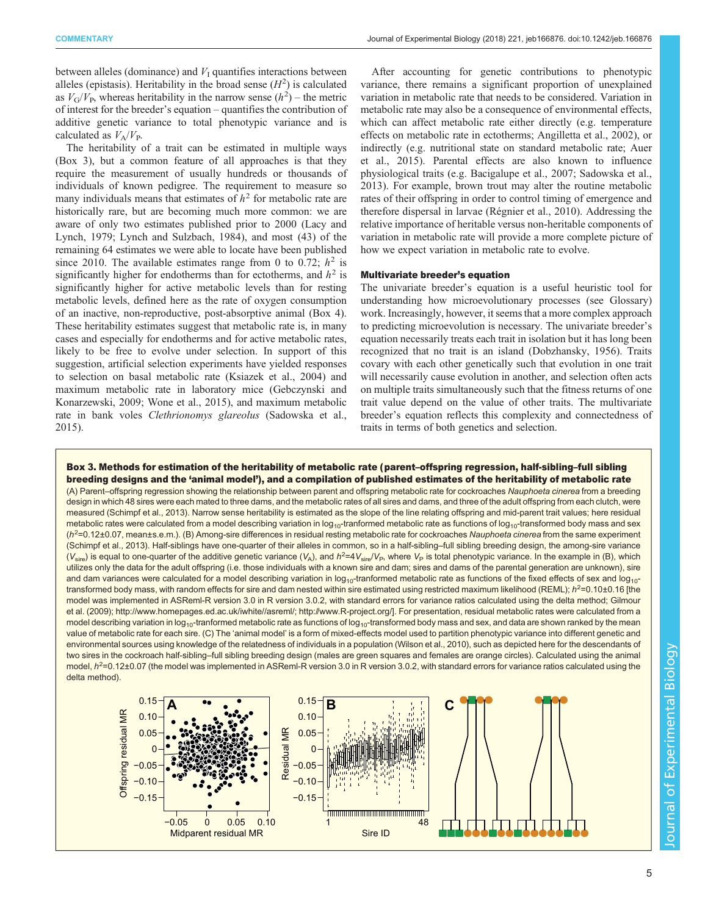between alleles (dominance) and $V_I$ quantifies interactions between alleles (epistasis). Heritability in the broad sense ($H^2$) is calculated as $V_G/V_P$, whereas heritability in the narrow sense ($h^2$) – the metric of interest for the breeder's equation – quantifies the contribution of additive genetic variance to total phenotypic variance and is calculated as $V_A/V_P$.

The heritability of a trait can be estimated in multiple ways (Box 3), but a common feature of all approaches is that they require the measurement of usually hundreds or thousands of individuals of known pedigree. The requirement to measure so many individuals means that estimates of $h^2$ for metabolic rate are historically rare, but are becoming much more common: we are aware of only two estimates published prior to 2000 (Lacy and Lynch, 1979; Lynch and Sulzbach, 1984), and most (43) of the remaining 64 estimates we were able to locate have been published since 2010. The available estimates range from 0 to 0.72; $h^2$ is significantly higher for endotherms than for ectotherms, and $h^2$ is significantly higher for active metabolic levels than for resting metabolic levels, defined here as the rate of oxygen consumption of an inactive, non-reproductive, post-absorptive animal (Box 4). These heritability estimates suggest that metabolic rate is, in many cases and especially for endotherms and for active metabolic rates, likely to be free to evolve under selection. In support of this suggestion, artificial selection experiments have yielded responses to selection on basal metabolic rate (Ksiazek et al., 2004) and maximum metabolic rate in laboratory mice (Gebczynski and Konarzewski, 2009; Wone et al., 2015), and maximum metabolic rate in bank voles *Clethrionomys glareolus* (Sadowska et al., 2015).

After accounting for genetic contributions to phenotypic variance, there remains a significant proportion of unexplained variation in metabolic rate that needs to be considered. Variation in metabolic rate may also be a consequence of environmental effects, which can affect metabolic rate either directly (e.g. temperature effects on metabolic rate in ectotherms; Angilletta et al., 2002), or indirectly (e.g. nutritional state on standard metabolic rate; Auer et al., 2015). Parental effects are also known to influence physiological traits (e.g. Bacigalupe et al., 2007; Sadowska et al., 2013). For example, brown trout may alter the routine metabolic rates of their offspring in order to control timing of emergence and therefore dispersal in larvae (Régnier et al., 2010). Addressing the relative importance of heritable versus non-heritable components of variation in metabolic rate will provide a more complete picture of how we expect variation in metabolic rate to evolve.

### Multivariate breeder's equation

The univariate breeder's equation is a useful heuristic tool for understanding how microevolutionary processes (see Glossary) work. Increasingly, however, it seems that a more complex approach to predicting microevolution is necessary. The univariate breeder's equation necessarily treats each trait in isolation but it has long been recognized that no trait is an island (Dobzhansky, 1956). Traits covary with each other genetically such that evolution in one trait will necessarily cause evolution in another, and selection often acts on multiple traits simultaneously such that the fitness returns of one trait value depend on the value of other traits. The multivariate breeder's equation reflects this complexity and connectedness of traits in terms of both genetics and selection.

**Box 3. Methods for estimation of the heritability of metabolic rate (parent–offspring regression, half-sibling–full sibling breeding designs and the 'animal model'), and a compilation of published estimates of the heritability of metabolic rate**

(A) Parent–offspring regression showing the relationship between parent and offspring metabolic rate for cockroaches *Nauphoeta cinerea* from a breeding design in which 48 sires were each mated to three dams, and the metabolic rates of all sires and dams, and three of the adult offspring from each clutch, were measured (Schimpf et al., 2013). Narrow sense heritability is estimated as the slope of the line relating offspring and mid-parent trait values; here residual metabolic rates were calculated from a model describing variation in $\log_{10}$-tranformed metabolic rate as functions of $\log_{10}$-transformed body mass and sex ($h^2$=0.12±0.07, mean±s.e.m.). (B) Among-sire differences in residual resting metabolic rate for cockroaches *Nauphoeta cinerea* from the same experiment (Schimpf et al., 2013). Half-siblings have one-quarter of their alleles in common, so in a half-sibling–full sibling breeding design, the among-sire variance ($V_{sire}$) is equal to one-quarter of the additive genetic variance ($V_A$), and $h^2=4V_{sire}/V_P$, where $V_P$ is total phenotypic variance. In the example in (B), which utilizes only the data for the adult offspring (i.e. those individuals with a known sire and dam; sires and dams of the parental generation are unknown), sire and dam variances were calculated for a model describing variation in $\log_{10}$-tranformed metabolic rate as functions of the fixed effects of sex and $\log_{10}$-transformed body mass, with random effects for sire and dam nested within sire estimated using restricted maximum likelihood (REML); $h^2$=0.10±0.16 [the model was implemented in ASReml-R version 3.0 in R version 3.0.2, with standard errors for variance ratios calculated using the delta method; Gilmour et al. (2009); http://www.homepages.ed.ac.uk/iwhite//asreml/; http://www.R-project.org/]. For presentation, residual metabolic rates were calculated from a model describing variation in $\log_{10}$-tranformed metabolic rate as functions of $\log_{10}$-transformed body mass and sex, and data are shown ranked by the mean value of metabolic rate for each sire. (C) The 'animal model' is a form of mixed-effects model used to partition phenotypic variance into different genetic and environmental sources using knowledge of the relatedness of individuals in a population (Wilson et al., 2010), such as depicted here for the descendants of two sires in the cockroach half-sibling–full sibling breeding design (males are green squares and females are orange circles). Calculated using the animal model, $h^2$=0.12±0.07 (the model was implemented in ASReml-R version 3.0 in R version 3.0.2, with standard errors for variance ratios calculated using the delta method).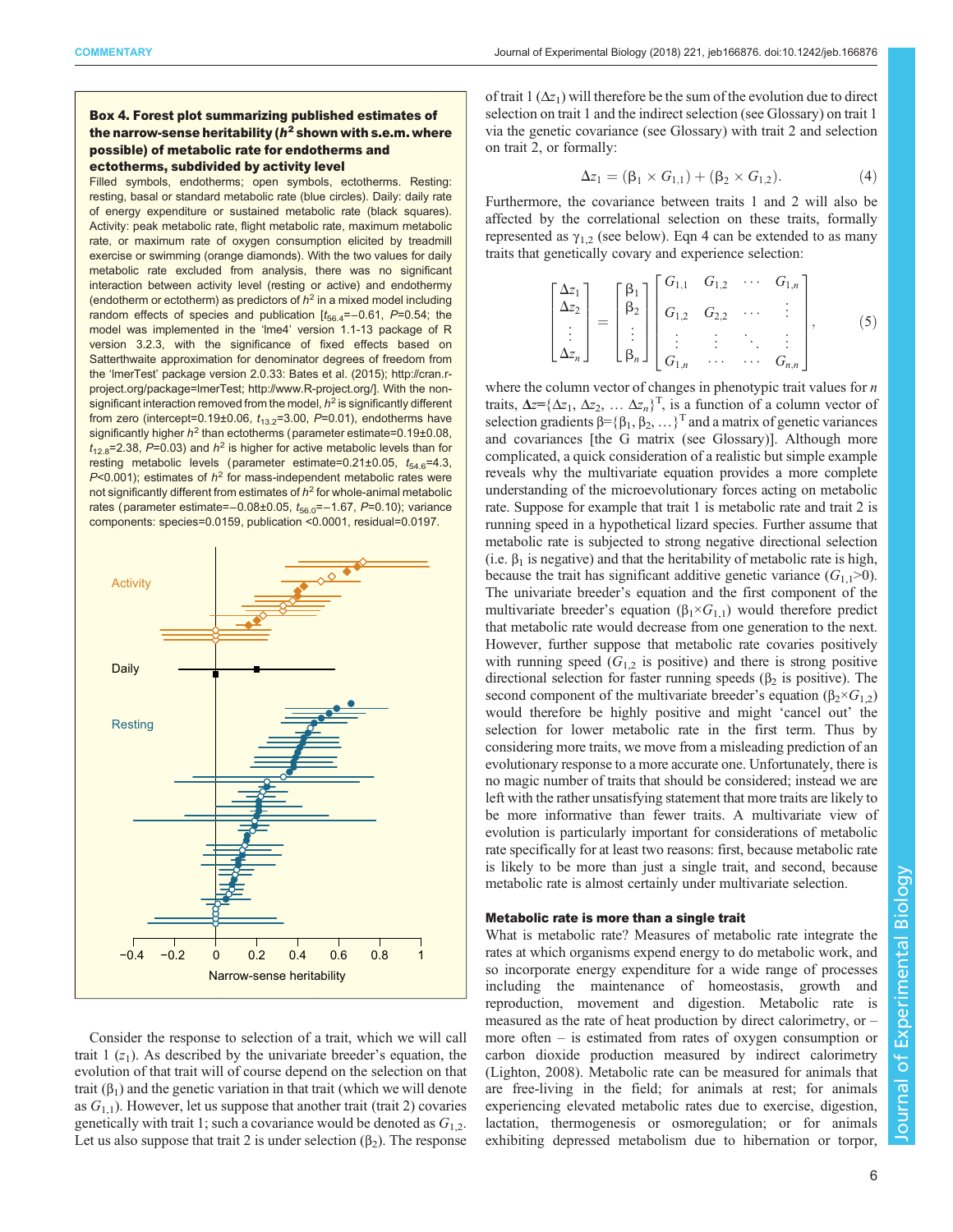**Box 4. Forest plot summarizing published estimates of the narrow-sense heritability ($h^2$ shown with s.e.m. where possible) of metabolic rate for endotherms and ectotherms, subdivided by activity level**

Filled symbols, endotherms; open symbols, ectotherms. Resting: resting, basal or standard metabolic rate (blue circles). Daily: daily rate of energy expenditure or sustained metabolic rate (black squares). Activity: peak metabolic rate, flight metabolic rate, maximum metabolic rate, or maximum rate of oxygen consumption elicited by treadmill exercise or swimming (orange diamonds). With the two values for daily metabolic rate excluded from analysis, there was no significant interaction between activity level (resting or active) and endothermy (endotherm or ectotherm) as predictors of $h^2$ in a mixed model including random effects of species and publication [$t_{56.4}$=−0.61, $P$=0.54; the model was implemented in the 'lme4' version 1.1-13 package of R version 3.2.3, with the significance of fixed effects based on Satterthwaite approximation for denominator degrees of freedom from the 'lmerTest' package version 2.0.33: Bates et al. (2015); http://cran.r-project.org/package=lmerTest; http://www.R-project.org/]. With the non-significant interaction removed from the model, $h^2$ is significantly different from zero (intercept=0.19±0.06, $t_{13.2}$=3.00, $P$=0.01), endotherms have significantly higher $h^2$ than ectotherms (parameter estimate=0.19±0.08, $t_{12.8}$=2.38, $P$=0.03) and $h^2$ is higher for active metabolic levels than for resting metabolic levels (parameter estimate=0.21±0.05, $t_{54.6}$=4.3, $P$<0.001); estimates of $h^2$ for mass-independent metabolic rates were not significantly different from estimates of $h^2$ for whole-animal metabolic rates (parameter estimate=−0.08±0.05, $t_{56.0}$=−1.67, $P$=0.10); variance components: species=0.0159, publication <0.0001, residual=0.0197.

Consider the response to selection of a trait, which we will call trait 1 ($z_1$). As described by the univariate breeder's equation, the evolution of that trait will of course depend on the selection on that trait ($\beta_1$) and the genetic variation in that trait (which we will denote as $G_{1,1}$). However, let us suppose that another trait (trait 2) covaries genetically with trait 1; such a covariance would be denoted as $G_{1,2}$. Let us also suppose that trait 2 is under selection ($\beta_2$). The response of trait 1 ($\Delta z_1$) will therefore be the sum of the evolution due to direct selection on trait 1 and the indirect selection (see Glossary) on trait 1 via the genetic covariance (see Glossary) with trait 2 and selection on trait 2, or formally:

$$\Delta z_1 = (\beta_1 \times G_{1,1}) + (\beta_2 \times G_{1,2}). \tag{4}$$

Furthermore, the covariance between traits 1 and 2 will also be affected by the correlational selection on these traits, formally represented as $\gamma_{1,2}$ (see below). Eqn 4 can be extended to as many traits that genetically covary and experience selection:

$$\begin{bmatrix} \Delta z_1 \\ \Delta z_2 \\ \vdots \\ \Delta z_n \end{bmatrix} = \begin{bmatrix} \beta_1 \\ \beta_2 \\ \vdots \\ \beta_n \end{bmatrix} \begin{bmatrix} G_{1,1} & G_{1,2} & \cdots & G_{1,n} \\ G_{1,2} & G_{2,2} & \cdots & \vdots \\ \vdots & \vdots & \ddots & \vdots \\ G_{1,n} & \cdots & \cdots & G_{n,n} \end{bmatrix}, \tag{5}$$

where the column vector of changes in phenotypic trait values for $n$ traits, $\Delta z=\{\Delta z_1, \Delta z_2, \ldots \Delta z_n\}^T$, is a function of a column vector of selection gradients $\beta=\{\beta_1, \beta_2, \ldots\}^T$ and a matrix of genetic variances and covariances [the G matrix (see Glossary)]. Although more complicated, a quick consideration of a realistic but simple example reveals why the multivariate equation provides a more complete understanding of the microevolutionary forces acting on metabolic rate. Suppose for example that trait 1 is metabolic rate and trait 2 is running speed in a hypothetical lizard species. Further assume that metabolic rate is subjected to strong negative directional selection (i.e. $\beta_1$ is negative) and that the heritability of metabolic rate is high, because the trait has significant additive genetic variance ($G_{1,1}$>0). The univariate breeder's equation and the first component of the multivariate breeder's equation ($\beta_1 \times G_{1,1}$) would therefore predict that metabolic rate would decrease from one generation to the next. However, further suppose that metabolic rate covaries positively with running speed ($G_{1,2}$ is positive) and there is strong positive directional selection for faster running speeds ($\beta_2$ is positive). The second component of the multivariate breeder's equation ($\beta_2 \times G_{1,2}$) would therefore be highly positive and might 'cancel out' the selection for lower metabolic rate in the first term. Thus by considering more traits, we move from a misleading prediction of an evolutionary response to a more accurate one. Unfortunately, there is no magic number of traits that should be considered; instead we are left with the rather unsatisfying statement that more traits are likely to be more informative than fewer traits. A multivariate view of evolution is particularly important for considerations of metabolic rate specifically for at least two reasons: first, because metabolic rate is likely to be more than just a single trait, and second, because metabolic rate is almost certainly under multivariate selection.

### Metabolic rate is more than a single trait

What is metabolic rate? Measures of metabolic rate integrate the rates at which organisms expend energy to do metabolic work, and so incorporate energy expenditure for a wide range of processes including the maintenance of homeostasis, growth and reproduction, movement and digestion. Metabolic rate is measured as the rate of heat production by direct calorimetry, or – more often – is estimated from rates of oxygen consumption or carbon dioxide production measured by indirect calorimetry (Lighton, 2008). Metabolic rate can be measured for animals that are free-living in the field; for animals at rest; for animals experiencing elevated metabolic rates due to exercise, digestion, lactation, thermogenesis or osmoregulation; or for animals exhibiting depressed metabolism due to hibernation or torpor,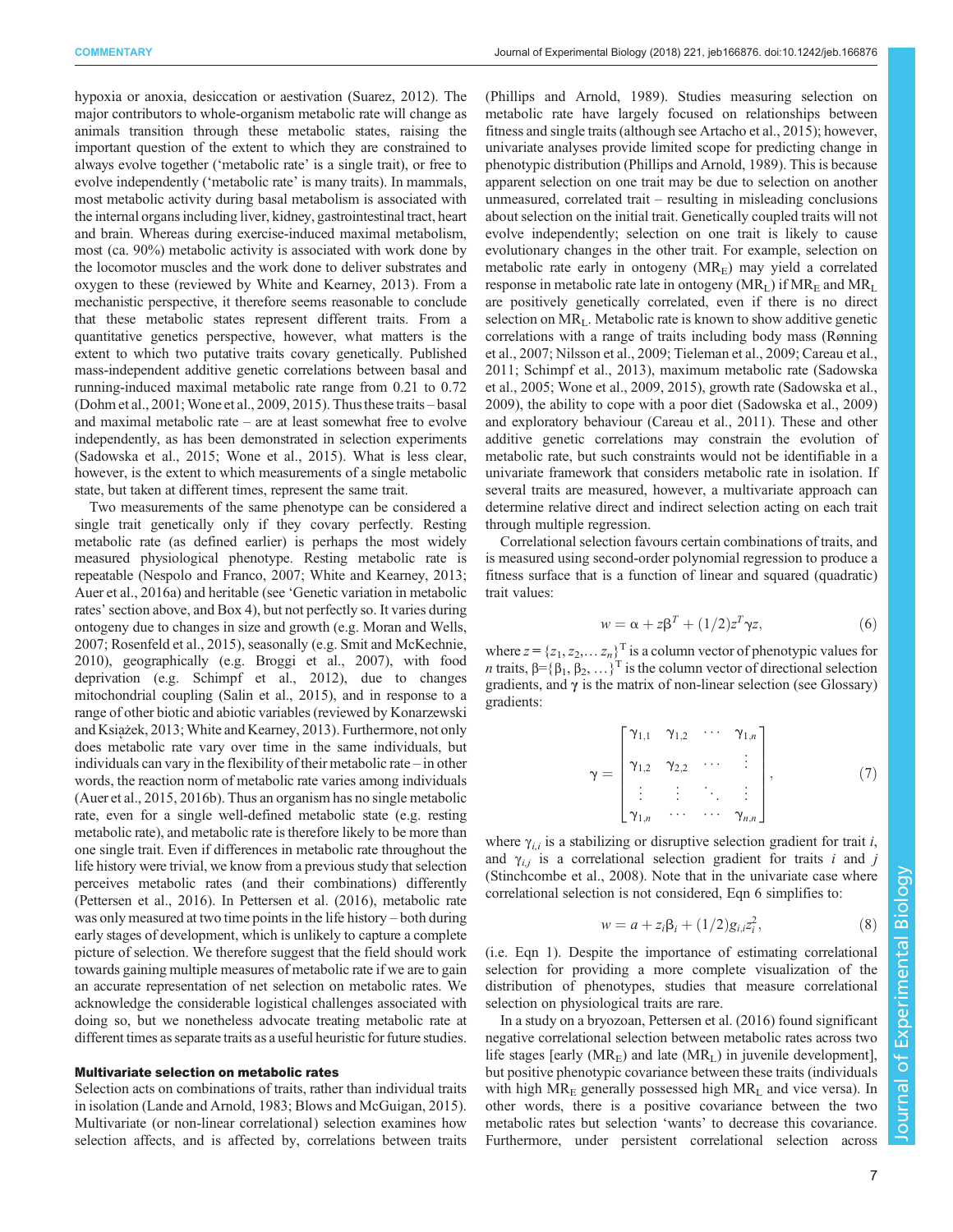hypoxia or anoxia, desiccation or aestivation (Suarez, 2012). The major contributors to whole-organism metabolic rate will change as animals transition through these metabolic states, raising the important question of the extent to which they are constrained to always evolve together ('metabolic rate' is a single trait), or free to evolve independently ('metabolic rate' is many traits). In mammals, most metabolic activity during basal metabolism is associated with the internal organs including liver, kidney, gastrointestinal tract, heart and brain. Whereas during exercise-induced maximal metabolism, most (ca. 90%) metabolic activity is associated with work done by the locomotor muscles and the work done to deliver substrates and oxygen to these (reviewed by White and Kearney, 2013). From a mechanistic perspective, it therefore seems reasonable to conclude that these metabolic states represent different traits. From a quantitative genetics perspective, however, what matters is the extent to which two putative traits covary genetically. Published mass-independent additive genetic correlations between basal and running-induced maximal metabolic rate range from 0.21 to 0.72 (Dohm et al., 2001; Wone et al., 2009, 2015). Thus these traits – basal and maximal metabolic rate – are at least somewhat free to evolve independently, as has been demonstrated in selection experiments (Sadowska et al., 2015; Wone et al., 2015). What is less clear, however, is the extent to which measurements of a single metabolic state, but taken at different times, represent the same trait.

Two measurements of the same phenotype can be considered a single trait genetically only if they covary perfectly. Resting metabolic rate (as defined earlier) is perhaps the most widely measured physiological phenotype. Resting metabolic rate is repeatable (Nespolo and Franco, 2007; White and Kearney, 2013; Auer et al., 2016a) and heritable (see 'Genetic variation in metabolic rates' section above, and Box 4), but not perfectly so. It varies during ontogeny due to changes in size and growth (e.g. Moran and Wells, 2007; Rosenfeld et al., 2015), seasonally (e.g. Smit and McKechnie, 2010), geographically (e.g. Broggi et al., 2007), with food deprivation (e.g. Schimpf et al., 2012), due to changes mitochondrial coupling (Salin et al., 2015), and in response to a range of other biotic and abiotic variables (reviewed by Konarzewski and Książek, 2013; White and Kearney, 2013). Furthermore, not only does metabolic rate vary over time in the same individuals, but individuals can vary in the flexibility of their metabolic rate – in other words, the reaction norm of metabolic rate varies among individuals (Auer et al., 2015, 2016b). Thus an organism has no single metabolic rate, even for a single well-defined metabolic state (e.g. resting metabolic rate), and metabolic rate is therefore likely to be more than one single trait. Even if differences in metabolic rate throughout the life history were trivial, we know from a previous study that selection perceives metabolic rates (and their combinations) differently (Pettersen et al., 2016). In Pettersen et al. (2016), metabolic rate was only measured at two time points in the life history – both during early stages of development, which is unlikely to capture a complete picture of selection. We therefore suggest that the field should work towards gaining multiple measures of metabolic rate if we are to gain an accurate representation of net selection on metabolic rates. We acknowledge the considerable logistical challenges associated with doing so, but we nonetheless advocate treating metabolic rate at different times as separate traits as a useful heuristic for future studies.

## Multivariate selection on metabolic rates

Selection acts on combinations of traits, rather than individual traits in isolation (Lande and Arnold, 1983; Blows and McGuigan, 2015). Multivariate (or non-linear correlational) selection examines how selection affects, and is affected by, correlations between traits (Phillips and Arnold, 1989). Studies measuring selection on metabolic rate have largely focused on relationships between fitness and single traits (although see Artacho et al., 2015); however, univariate analyses provide limited scope for predicting change in phenotypic distribution (Phillips and Arnold, 1989). This is because apparent selection on one trait may be due to selection on another unmeasured, correlated trait – resulting in misleading conclusions about selection on the initial trait. Genetically coupled traits will not evolve independently; selection on one trait is likely to cause evolutionary changes in the other trait. For example, selection on metabolic rate early in ontogeny ($MR_E$) may yield a correlated response in metabolic rate late in ontogeny ($MR_L$) if $MR_E$ and $MR_L$ are positively genetically correlated, even if there is no direct selection on $MR_L$. Metabolic rate is known to show additive genetic correlations with a range of traits including body mass (Rønning et al., 2007; Nilsson et al., 2009; Tieleman et al., 2009; Careau et al., 2011; Schimpf et al., 2013), maximum metabolic rate (Sadowska et al., 2005; Wone et al., 2009, 2015), growth rate (Sadowska et al., 2009), the ability to cope with a poor diet (Sadowska et al., 2009) and exploratory behaviour (Careau et al., 2011). These and other additive genetic correlations may constrain the evolution of metabolic rate, but such constraints would not be identifiable in a univariate framework that considers metabolic rate in isolation. If several traits are measured, however, a multivariate approach can determine relative direct and indirect selection acting on each trait through multiple regression.

Correlational selection favours certain combinations of traits, and is measured using second-order polynomial regression to produce a fitness surface that is a function of linear and squared (quadratic) trait values:

$$w = \alpha + z\beta^T + (1/2)z^T\gamma z, \tag{6}$$

where $z = \{z_1, z_2, \ldots z_n\}^T$ is a column vector of phenotypic values for $n$ traits, $\beta = \{\beta_1, \beta_2, \ldots\}^T$ is the column vector of directional selection gradients, and $\gamma$ is the matrix of non-linear selection (see Glossary) gradients:

$$\gamma = \begin{bmatrix} \gamma_{1,1} & \gamma_{1,2} & \cdots & \gamma_{1,n} \\ \gamma_{1,2} & \gamma_{2,2} & \cdots & \vdots \\ \vdots & \vdots & \ddots & \vdots \\ \gamma_{1,n} & \cdots & \cdots & \gamma_{n,n} \end{bmatrix}, \tag{7}$$

where $\gamma_{i,i}$ is a stabilizing or disruptive selection gradient for trait $i$, and $\gamma_{i,j}$ is a correlational selection gradient for traits $i$ and $j$ (Stinchcombe et al., 2008). Note that in the univariate case where correlational selection is not considered, Eqn 6 simplifies to:

$$w = a + z_i\beta_i + (1/2)g_{i,i}z_i^2, \tag{8}$$

(i.e. Eqn 1). Despite the importance of estimating correlational selection for providing a more complete visualization of the distribution of phenotypes, studies that measure correlational selection on physiological traits are rare.

In a study on a bryozoan, Pettersen et al. (2016) found significant negative correlational selection between metabolic rates across two life stages [early ($MR_E$) and late ($MR_L$) in juvenile development], but positive phenotypic covariance between these traits (individuals with high $MR_E$ generally possessed high $MR_L$ and vice versa). In other words, there is a positive covariance between the two metabolic rates but selection 'wants' to decrease this covariance. Furthermore, under persistent correlational selection across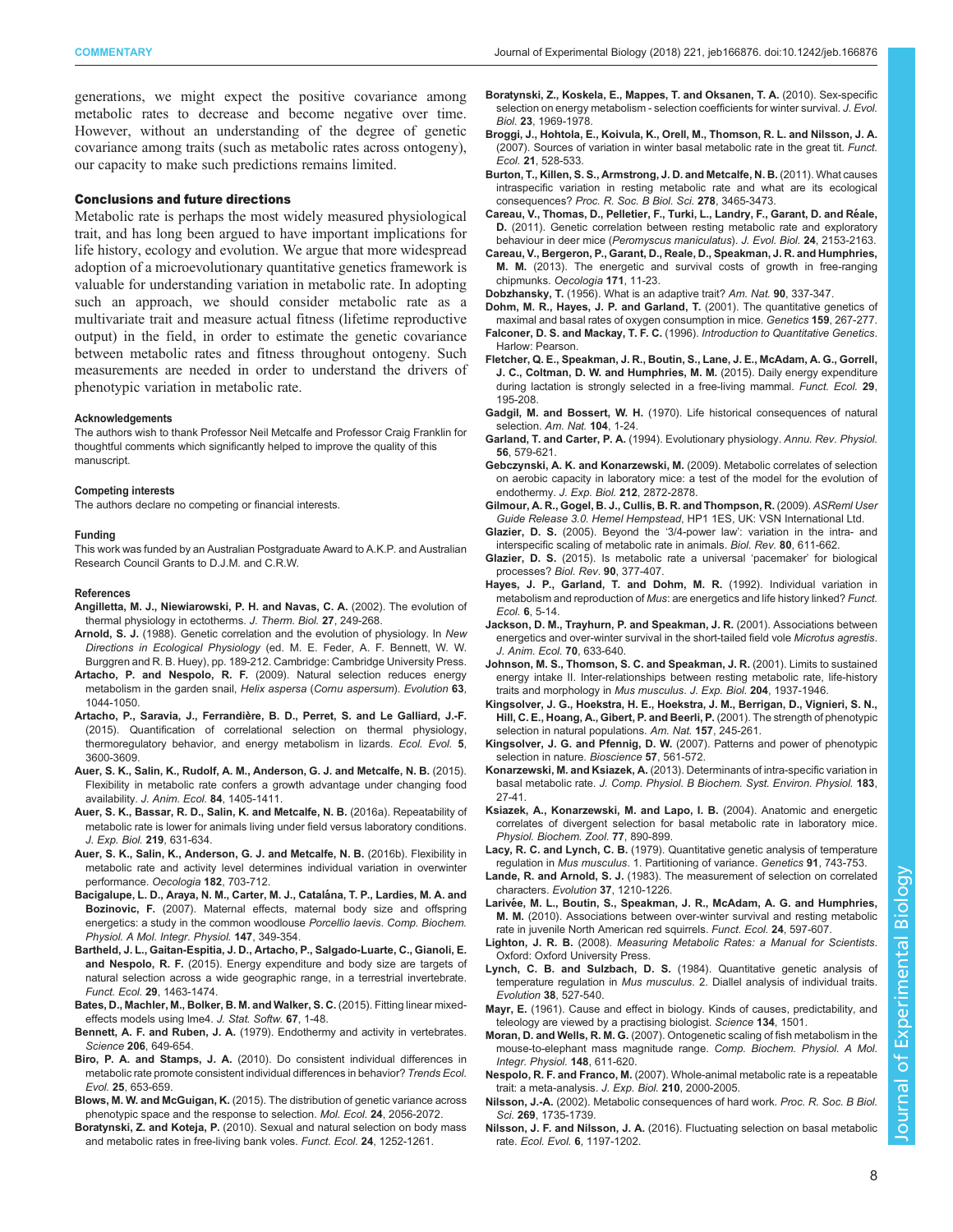generations, we might expect the positive covariance among metabolic rates to decrease and become negative over time. However, without an understanding of the degree of genetic covariance among traits (such as metabolic rates across ontogeny), our capacity to make such predictions remains limited.

## Conclusions and future directions

Metabolic rate is perhaps the most widely measured physiological trait, and has long been argued to have important implications for life history, ecology and evolution. We argue that more widespread adoption of a microevolutionary quantitative genetics framework is valuable for understanding variation in metabolic rate. In adopting such an approach, we should consider metabolic rate as a multivariate trait and measure actual fitness (lifetime reproductive output) in the field, in order to estimate the genetic covariance between metabolic rates and fitness throughout ontogeny. Such measurements are needed in order to understand the drivers of phenotypic variation in metabolic rate.

#### Acknowledgements

The authors wish to thank Professor Neil Metcalfe and Professor Craig Franklin for thoughtful comments which significantly helped to improve the quality of this manuscript.

#### Competing interests

The authors declare no competing or financial interests.

#### Funding

This work was funded by an Australian Postgraduate Award to A.K.P. and Australian Research Council Grants to D.J.M. and C.R.W.

#### References

**Angilletta, M. J., Niewiarowski, P. H. and Navas, C. A.** (2002). The evolution of thermal physiology in ectotherms. *J. Therm. Biol.* **27**, 249-268.

**Arnold, S. J.** (1988). Genetic correlation and the evolution of physiology. In *New Directions in Ecological Physiology* (ed. M. E. Feder, A. F. Bennett, W. W. Burggren and R. B. Huey), pp. 189-212. Cambridge: Cambridge University Press.

**Artacho, P. and Nespolo, R. F.** (2009). Natural selection reduces energy metabolism in the garden snail, *Helix aspersa* (*Cornu aspersum*). *Evolution* **63**, 1044-1050.

**Artacho, P., Saravia, J., Ferrandière, B. D., Perret, S. and Le Galliard, J.-F.** (2015). Quantification of correlational selection on thermal physiology, thermoregulatory behavior, and energy metabolism in lizards. *Ecol. Evol.* **5**, 3600-3609.

**Auer, S. K., Salin, K., Rudolf, A. M., Anderson, G. J. and Metcalfe, N. B.** (2015). Flexibility in metabolic rate confers a growth advantage under changing food availability. *J. Anim. Ecol.* **84**, 1405-1411.

**Auer, S. K., Bassar, R. D., Salin, K. and Metcalfe, N. B.** (2016a). Repeatability of metabolic rate is lower for animals living under field versus laboratory conditions. *J. Exp. Biol.* **219**, 631-634.

**Auer, S. K., Salin, K., Anderson, G. J. and Metcalfe, N. B.** (2016b). Flexibility in metabolic rate and activity level determines individual variation in overwinter performance. *Oecologia* **182**, 703-712.

**Bacigalupe, L. D., Araya, N. M., Carter, M. J., Catalána, T. P., Lardies, M. A. and Bozinovic, F.** (2007). Maternal effects, maternal body size and offspring energetics: a study in the common woodlouse *Porcellio laevis*. *Comp. Biochem. Physiol. A Mol. Integr. Physiol.* **147**, 349-354.

**Bartheld, J. L., Gaitan-Espitia, J. D., Artacho, P., Salgado-Luarte, C., Gianoli, E. and Nespolo, R. F.** (2015). Energy expenditure and body size are targets of natural selection across a wide geographic range, in a terrestrial invertebrate. *Funct. Ecol.* **29**, 1463-1474.

**Bates, D., Machler, M., Bolker, B. M. and Walker, S. C.** (2015). Fitting linear mixed-effects models using lme4. *J. Stat. Softw.* **67**, 1-48.

**Bennett, A. F. and Ruben, J. A.** (1979). Endothermy and activity in vertebrates. *Science* **206**, 649-654.

**Biro, P. A. and Stamps, J. A.** (2010). Do consistent individual differences in metabolic rate promote consistent individual differences in behavior? *Trends Ecol. Evol.* **25**, 653-659.

**Blows, M. W. and McGuigan, K.** (2015). The distribution of genetic variance across phenotypic space and the response to selection. *Mol. Ecol.* **24**, 2056-2072.

**Boratynski, Z. and Koteja, P.** (2010). Sexual and natural selection on body mass and metabolic rates in free-living bank voles. *Funct. Ecol.* **24**, 1252-1261.

**Boratynski, Z., Koskela, E., Mappes, T. and Oksanen, T. A.** (2010). Sex-specific selection on energy metabolism - selection coefficients for winter survival. *J. Evol. Biol.* **23**, 1969-1978.

**Broggi, J., Hohtola, E., Koivula, K., Orell, M., Thomson, R. L. and Nilsson, J. A.** (2007). Sources of variation in winter basal metabolic rate in the great tit. *Funct. Ecol.* **21**, 528-533.

**Burton, T., Killen, S. S., Armstrong, J. D. and Metcalfe, N. B.** (2011). What causes intraspecific variation in resting metabolic rate and what are its ecological consequences? *Proc. R. Soc. B Biol. Sci.* **278**, 3465-3473.

**Careau, V., Thomas, D., Pelletier, F., Turki, L., Landry, F., Garant, D. and Réale, D.** (2011). Genetic correlation between resting metabolic rate and exploratory behaviour in deer mice (*Peromyscus maniculatus*). *J. Evol. Biol.* **24**, 2153-2163.

**Careau, V., Bergeron, P., Garant, D., Reale, D., Speakman, J. R. and Humphries, M. M.** (2013). The energetic and survival costs of growth in free-ranging chipmunks. *Oecologia* **171**, 11-23.

**Dobzhansky, T.** (1956). What is an adaptive trait? *Am. Nat.* **90**, 337-347.

**Dohm, M. R., Hayes, J. P. and Garland, T.** (2001). The quantitative genetics of maximal and basal rates of oxygen consumption in mice. *Genetics* **159**, 267-277.

**Falconer, D. S. and Mackay, T. F. C.** (1996). *Introduction to Quantitative Genetics*. Harlow: Pearson.

**Fletcher, Q. E., Speakman, J. R., Boutin, S., Lane, J. E., McAdam, A. G., Gorrell, J. C., Coltman, D. W. and Humphries, M. M.** (2015). Daily energy expenditure during lactation is strongly selected in a free-living mammal. *Funct. Ecol.* **29**, 195-208.

**Gadgil, M. and Bossert, W. H.** (1970). Life historical consequences of natural selection. *Am. Nat.* **104**, 1-24.

**Garland, T. and Carter, P. A.** (1994). Evolutionary physiology. *Annu. Rev. Physiol.* **56**, 579-621.

**Gebczynski, A. K. and Konarzewski, M.** (2009). Metabolic correlates of selection on aerobic capacity in laboratory mice: a test of the model for the evolution of endothermy. *J. Exp. Biol.* **212**, 2872-2878.

**Gilmour, A. R., Gogel, B. J., Cullis, B. R. and Thompson, R.** (2009). *ASReml User Guide Release 3.0. Hemel Hempstead*, HP1 1ES, UK: VSN International Ltd.

**Glazier, D. S.** (2005). Beyond the '3/4-power law': variation in the intra- and interspecific scaling of metabolic rate in animals. *Biol. Rev.* **80**, 611-662.

**Glazier, D. S.** (2015). Is metabolic rate a universal 'pacemaker' for biological processes? *Biol. Rev.* **90**, 377-407.

**Hayes, J. P., Garland, T. and Dohm, M. R.** (1992). Individual variation in metabolism and reproduction of *Mus*: are energetics and life history linked? *Funct. Ecol.* **6**, 5-14.

**Jackson, D. M., Trayhurn, P. and Speakman, J. R.** (2001). Associations between energetics and over-winter survival in the short-tailed field vole *Microtus agrestis*. *J. Anim. Ecol.* **70**, 633-640.

**Johnson, M. S., Thomson, S. C. and Speakman, J. R.** (2001). Limits to sustained energy intake II. Inter-relationships between resting metabolic rate, life-history traits and morphology in *Mus musculus*. *J. Exp. Biol.* **204**, 1937-1946.

**Kingsolver, J. G., Hoekstra, H. E., Hoekstra, J. M., Berrigan, D., Vignieri, S. N., Hill, C. E., Hoang, A., Gibert, P. and Beerli, P.** (2001). The strength of phenotypic selection in natural populations. *Am. Nat.* **157**, 245-261.

**Kingsolver, J. G. and Pfennig, D. W.** (2007). Patterns and power of phenotypic selection in nature. *Bioscience* **57**, 561-572.

**Konarzewski, M. and Ksiazek, A.** (2013). Determinants of intra-specific variation in basal metabolic rate. *J. Comp. Physiol. B Biochem. Syst. Environ. Physiol.* **183**, 27-41.

**Ksiazek, A., Konarzewski, M. and Lapo, I. B.** (2004). Anatomic and energetic correlates of divergent selection for basal metabolic rate in laboratory mice. *Physiol. Biochem. Zool.* **77**, 890-899.

**Lacy, R. C. and Lynch, C. B.** (1979). Quantitative genetic analysis of temperature regulation in *Mus musculus*. 1. Partitioning of variance. *Genetics* **91**, 743-753.

**Lande, R. and Arnold, S. J.** (1983). The measurement of selection on correlated characters. *Evolution* **37**, 1210-1226.

**Larivée, M. L., Boutin, S., Speakman, J. R., McAdam, A. G. and Humphries, M. M.** (2010). Associations between over-winter survival and resting metabolic rate in juvenile North American red squirrels. *Funct. Ecol.* **24**, 597-607.

**Lighton, J. R. B.** (2008). *Measuring Metabolic Rates: a Manual for Scientists*. Oxford: Oxford University Press.

**Lynch, C. B. and Sulzbach, D. S.** (1984). Quantitative genetic analysis of temperature regulation in *Mus musculus*. 2. Diallel analysis of individual traits. *Evolution* **38**, 527-540.

**Mayr, E.** (1961). Cause and effect in biology. Kinds of causes, predictability, and teleology are viewed by a practising biologist. *Science* **134**, 1501.

**Moran, D. and Wells, R. M. G.** (2007). Ontogenetic scaling of fish metabolism in the mouse-to-elephant mass magnitude range. *Comp. Biochem. Physiol. A Mol. Integr. Physiol.* **148**, 611-620.

**Nespolo, R. F. and Franco, M.** (2007). Whole-animal metabolic rate is a repeatable trait: a meta-analysis. *J. Exp. Biol.* **210**, 2000-2005.

**Nilsson, J.-A.** (2002). Metabolic consequences of hard work. *Proc. R. Soc. B Biol. Sci.* **269**, 1735-1739.

**Nilsson, J. F. and Nilsson, J. A.** (2016). Fluctuating selection on basal metabolic rate. *Ecol. Evol.* **6**, 1197-1202.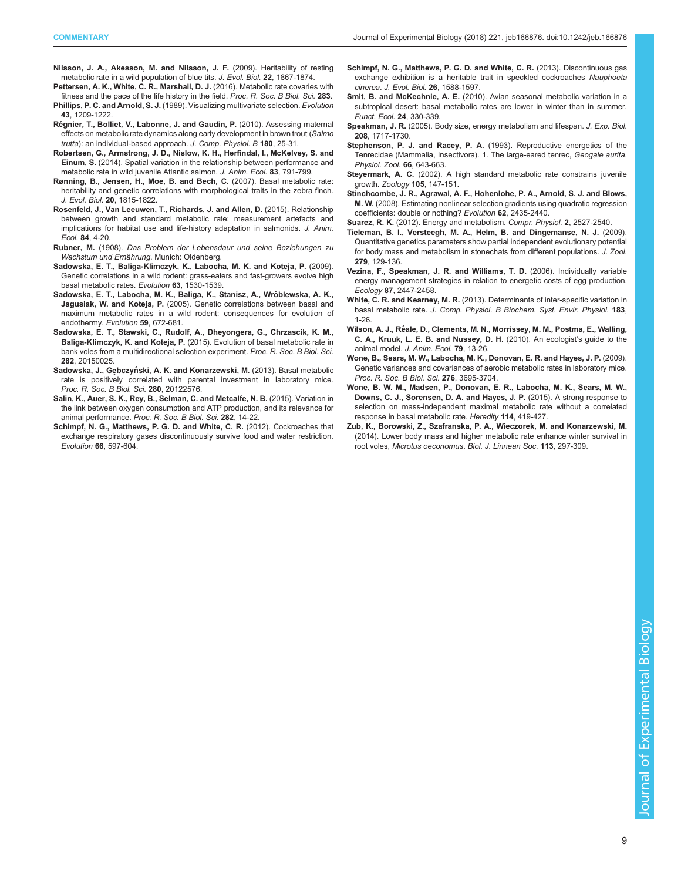**Nilsson, J. A., Akesson, M. and Nilsson, J. F.** (2009). Heritability of resting metabolic rate in a wild population of blue tits. *J. Evol. Biol.* **22**, 1867-1874.

**Pettersen, A. K., White, C. R., Marshall, D. J.** (2016). Metabolic rate covaries with fitness and the pace of the life history in the field. *Proc. R. Soc. B Biol. Sci.* **283**.

**Phillips, P. C. and Arnold, S. J.** (1989). Visualizing multivariate selection. *Evolution* **43**, 1209-1222.

**Régnier, T., Bolliet, V., Labonne, J. and Gaudin, P.** (2010). Assessing maternal effects on metabolic rate dynamics along early development in brown trout (*Salmo trutta*): an individual-based approach. *J. Comp. Physiol. B* **180**, 25-31.

**Robertsen, G., Armstrong, J. D., Nislow, K. H., Herfindal, I., McKelvey, S. and Einum, S.** (2014). Spatial variation in the relationship between performance and metabolic rate in wild juvenile Atlantic salmon. *J. Anim. Ecol.* **83**, 791-799.

**Rønning, B., Jensen, H., Moe, B. and Bech, C.** (2007). Basal metabolic rate: heritability and genetic correlations with morphological traits in the zebra finch. *J. Evol. Biol.* **20**, 1815-1822.

**Rosenfeld, J., Van Leeuwen, T., Richards, J. and Allen, D.** (2015). Relationship between growth and standard metabolic rate: measurement artefacts and implications for habitat use and life-history adaptation in salmonids. *J. Anim. Ecol.* **84**, 4-20.

**Rubner, M.** (1908). *Das Problem der Lebensdaur und seine Beziehungen zu Wachstum und Ernährung.* Munich: Oldenberg.

**Sadowska, E. T., Baliga-Klimczyk, K., Labocha, M. K. and Koteja, P.** (2009). Genetic correlations in a wild rodent: grass-eaters and fast-growers evolve high basal metabolic rates. *Evolution* **63**, 1530-1539.

**Sadowska, E. T., Labocha, M. K., Baliga, K., Stanisz, A., Wróblewska, A. K., Jagusiak, W. and Koteja, P.** (2005). Genetic correlations between basal and maximum metabolic rates in a wild rodent: consequences for evolution of endothermy. *Evolution* **59**, 672-681.

**Sadowska, E. T., Stawski, C., Rudolf, A., Dheyongera, G., Chrzascik, K. M., Baliga-Klimczyk, K. and Koteja, P.** (2015). Evolution of basal metabolic rate in bank voles from a multidirectional selection experiment. *Proc. R. Soc. B Biol. Sci.* **282**, 20150025.

**Sadowska, J., Gębczyński, A. K. and Konarzewski, M.** (2013). Basal metabolic rate is positively correlated with parental investment in laboratory mice. *Proc. R. Soc. B Biol. Sci.* **280**, 20122576.

**Salin, K., Auer, S. K., Rey, B., Selman, C. and Metcalfe, N. B.** (2015). Variation in the link between oxygen consumption and ATP production, and its relevance for animal performance. *Proc. R. Soc. B Biol. Sci.* **282**, 14-22.

**Schimpf, N. G., Matthews, P. G. D. and White, C. R.** (2012). Cockroaches that exchange respiratory gases discontinuously survive food and water restriction. *Evolution* **66**, 597-604.

**Schimpf, N. G., Matthews, P. G. D. and White, C. R.** (2013). Discontinuous gas exchange exhibition is a heritable trait in speckled cockroaches *Nauphoeta cinerea*. *J. Evol. Biol.* **26**, 1588-1597.

**Smit, B. and McKechnie, A. E.** (2010). Avian seasonal metabolic variation in a subtropical desert: basal metabolic rates are lower in winter than in summer. *Funct. Ecol.* **24**, 330-339.

**Speakman, J. R.** (2005). Body size, energy metabolism and lifespan. *J. Exp. Biol.* **208**, 1717-1730.

**Stephenson, P. J. and Racey, P. A.** (1993). Reproductive energetics of the Tenrecidae (Mammalia, Insectivora). 1. The large-eared tenrec, *Geogale aurita*. *Physiol. Zool.* **66**, 643-663.

**Steyermark, A. C.** (2002). A high standard metabolic rate constrains juvenile growth. *Zoology* **105**, 147-151.

**Stinchcombe, J. R., Agrawal, A. F., Hohenlohe, P. A., Arnold, S. J. and Blows, M. W.** (2008). Estimating nonlinear selection gradients using quadratic regression coefficients: double or nothing? *Evolution* **62**, 2435-2440.

**Suarez, R. K.** (2012). Energy and metabolism. *Compr. Physiol.* **2**, 2527-2540.

**Tieleman, B. I., Versteegh, M. A., Helm, B. and Dingemanse, N. J.** (2009). Quantitative genetics parameters show partial independent evolutionary potential for body mass and metabolism in stonechats from different populations. *J. Zool.* **279**, 129-136.

**Vezina, F., Speakman, J. R. and Williams, T. D.** (2006). Individually variable energy management strategies in relation to energetic costs of egg production. *Ecology* **87**, 2447-2458.

**White, C. R. and Kearney, M. R.** (2013). Determinants of inter-specific variation in basal metabolic rate. *J. Comp. Physiol. B Biochem. Syst. Envir. Physiol.* **183**, 1-26.

**Wilson, A. J., Réale, D., Clements, M. N., Morrissey, M. M., Postma, E., Walling, C. A., Kruuk, L. E. B. and Nussey, D. H.** (2010). An ecologist's guide to the animal model. *J. Anim. Ecol.* **79**, 13-26.

**Wone, B., Sears, M. W., Labocha, M. K., Donovan, E. R. and Hayes, J. P.** (2009). Genetic variances and covariances of aerobic metabolic rates in laboratory mice. *Proc. R. Soc. B Biol. Sci.* **276**, 3695-3704.

**Wone, B. W. M., Madsen, P., Donovan, E. R., Labocha, M. K., Sears, M. W., Downs, C. J., Sorensen, D. A. and Hayes, J. P.** (2015). A strong response to selection on mass-independent maximal metabolic rate without a correlated response in basal metabolic rate. *Heredity* **114**, 419-427.

**Zub, K., Borowski, Z., Szafranska, P. A., Wieczorek, M. and Konarzewski, M.** (2014). Lower body mass and higher metabolic rate enhance winter survival in root voles, *Microtus oeconomus*. *Biol. J. Linnean Soc.* **113**, 297-309.